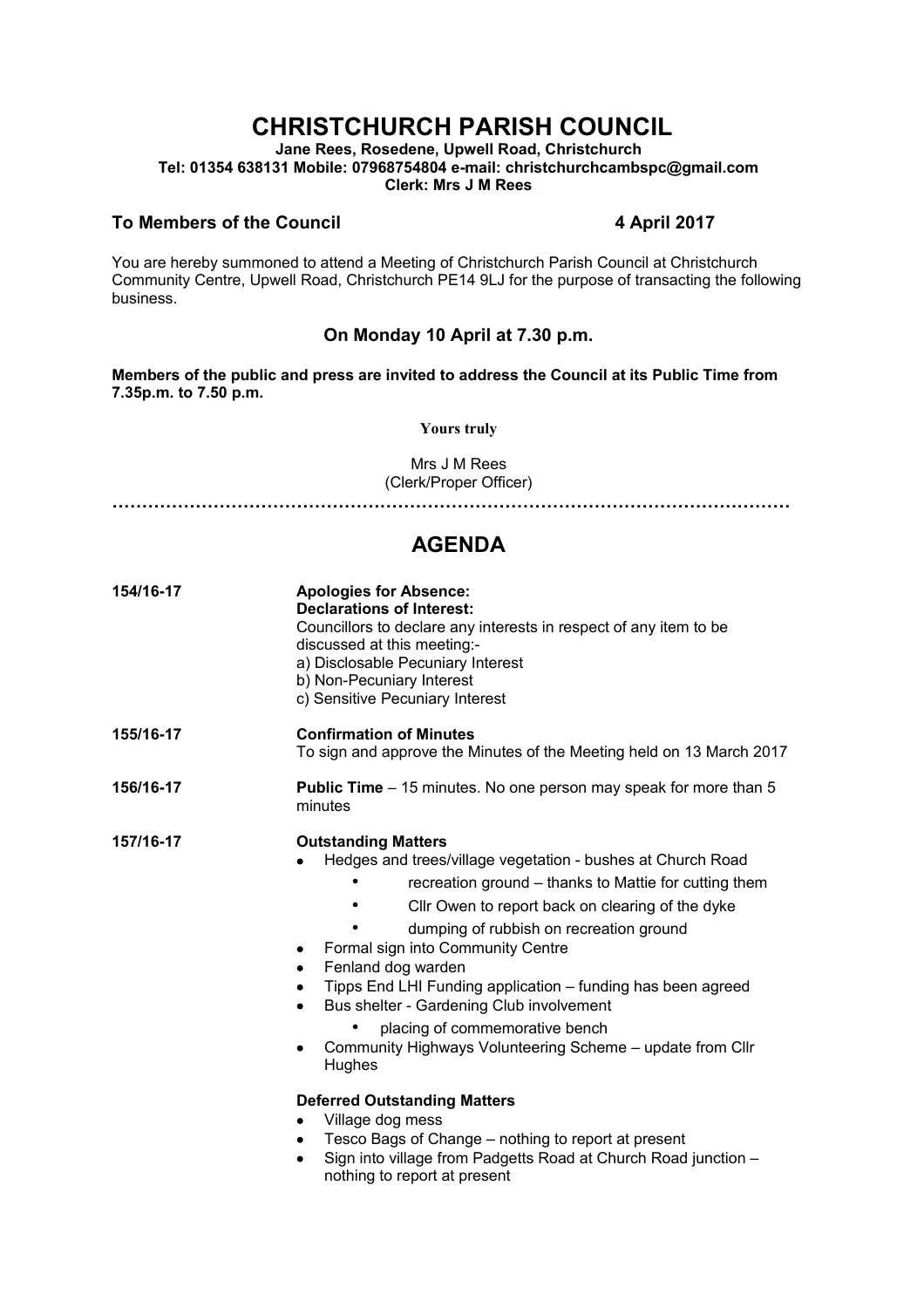# CHRISTCHURCH PARISH COUNCIL

**Jane Rees, Rosedene, Upwell Road, Christchurch**
**Tel: 01354 638131 Mobile: 07968754804 e-mail: christchurchcambspc@gmail.com**
**Clerk: Mrs J M Rees**

**To Members of the Council** **4 April 2017**

You are hereby summoned to attend a Meeting of Christchurch Parish Council at Christchurch Community Centre, Upwell Road, Christchurch PE14 9LJ for the purpose of transacting the following business.

### On Monday 10 April at 7.30 p.m.

**Members of the public and press are invited to address the Council at its Public Time from 7.35p.m. to 7.50 p.m.**

**Yours truly**

Mrs J M Rees
(Clerk/Proper Officer)

…………………………………………………………………………………………………

## AGENDA

**154/16-17**

**Apologies for Absence:**
**Declarations of Interest:**
Councillors to declare any interests in respect of any item to be discussed at this meeting:-
a) Disclosable Pecuniary Interest
b) Non-Pecuniary Interest
c) Sensitive Pecuniary Interest

**155/16-17**

**Confirmation of Minutes**
To sign and approve the Minutes of the Meeting held on 13 March 2017

**156/16-17**

**Public Time** – 15 minutes. No one person may speak for more than 5 minutes

**157/16-17**

**Outstanding Matters**

- Hedges and trees/village vegetation - bushes at Church Road
  - recreation ground – thanks to Mattie for cutting them
  - Cllr Owen to report back on clearing of the dyke
  - dumping of rubbish on recreation ground
- Formal sign into Community Centre
- Fenland dog warden
- Tipps End LHI Funding application – funding has been agreed
- Bus shelter - Gardening Club involvement
  - placing of commemorative bench
- Community Highways Volunteering Scheme – update from Cllr Hughes

**Deferred Outstanding Matters**

- Village dog mess
- Tesco Bags of Change – nothing to report at present
- Sign into village from Padgetts Road at Church Road junction – nothing to report at present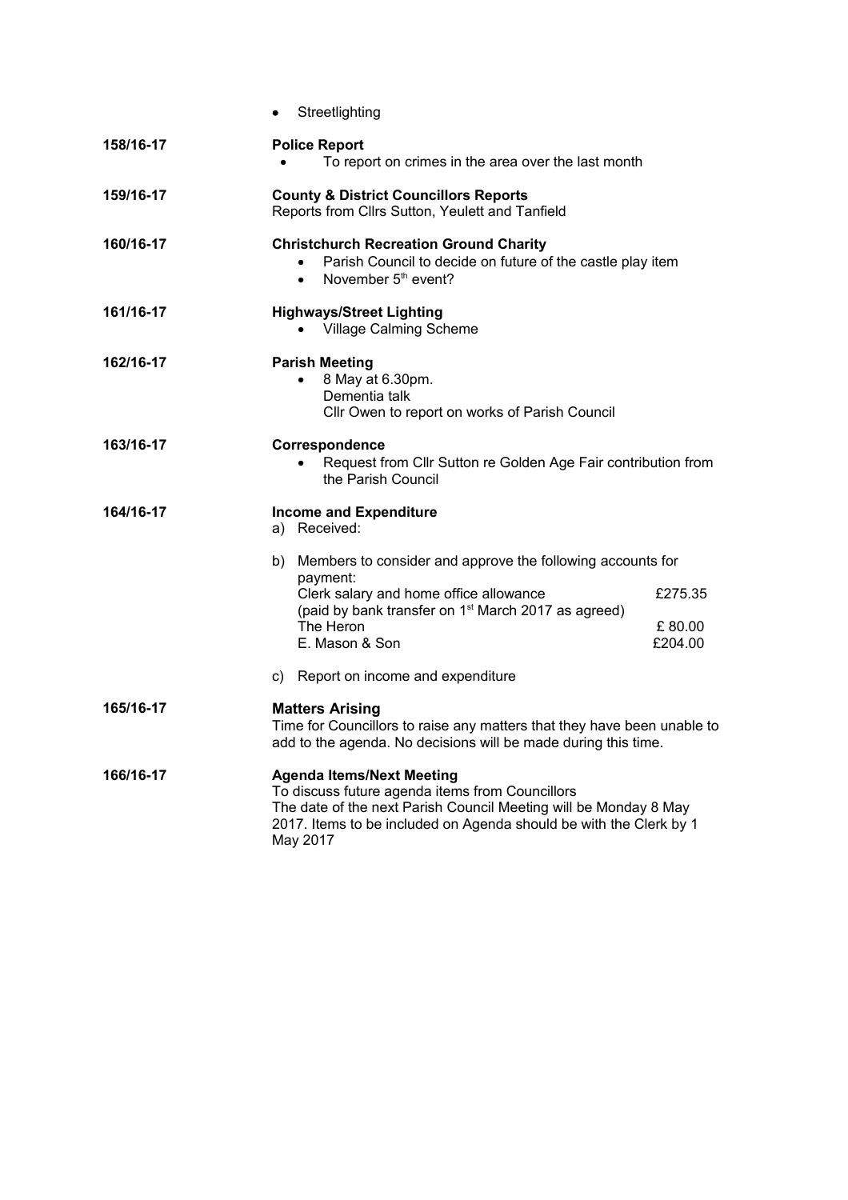- Streetlighting

**158/16-17** **Police Report**

- To report on crimes in the area over the last month

**159/16-17** **County & District Councillors Reports**

Reports from Cllrs Sutton, Yeulett and Tanfield

**160/16-17** **Christchurch Recreation Ground Charity**

- Parish Council to decide on future of the castle play item
- November 5th event?

**161/16-17** **Highways/Street Lighting**

- Village Calming Scheme

**162/16-17** **Parish Meeting**

- 8 May at 6.30pm.
  Dementia talk
  Cllr Owen to report on works of Parish Council

**163/16-17** **Correspondence**

- Request from Cllr Sutton re Golden Age Fair contribution from the Parish Council

**164/16-17** **Income and Expenditure**

a) Received:

b) Members to consider and approve the following accounts for payment:

| | |
|---|---|
| Clerk salary and home office allowance (paid by bank transfer on 1st March 2017 as agreed) | £275.35 |
| The Heron | £ 80.00 |
| E. Mason & Son | £204.00 |

c) Report on income and expenditure

**165/16-17** **Matters Arising**

Time for Councillors to raise any matters that they have been unable to add to the agenda. No decisions will be made during this time.

**166/16-17** **Agenda Items/Next Meeting**

To discuss future agenda items from Councillors
The date of the next Parish Council Meeting will be Monday 8 May 2017. Items to be included on Agenda should be with the Clerk by 1 May 2017